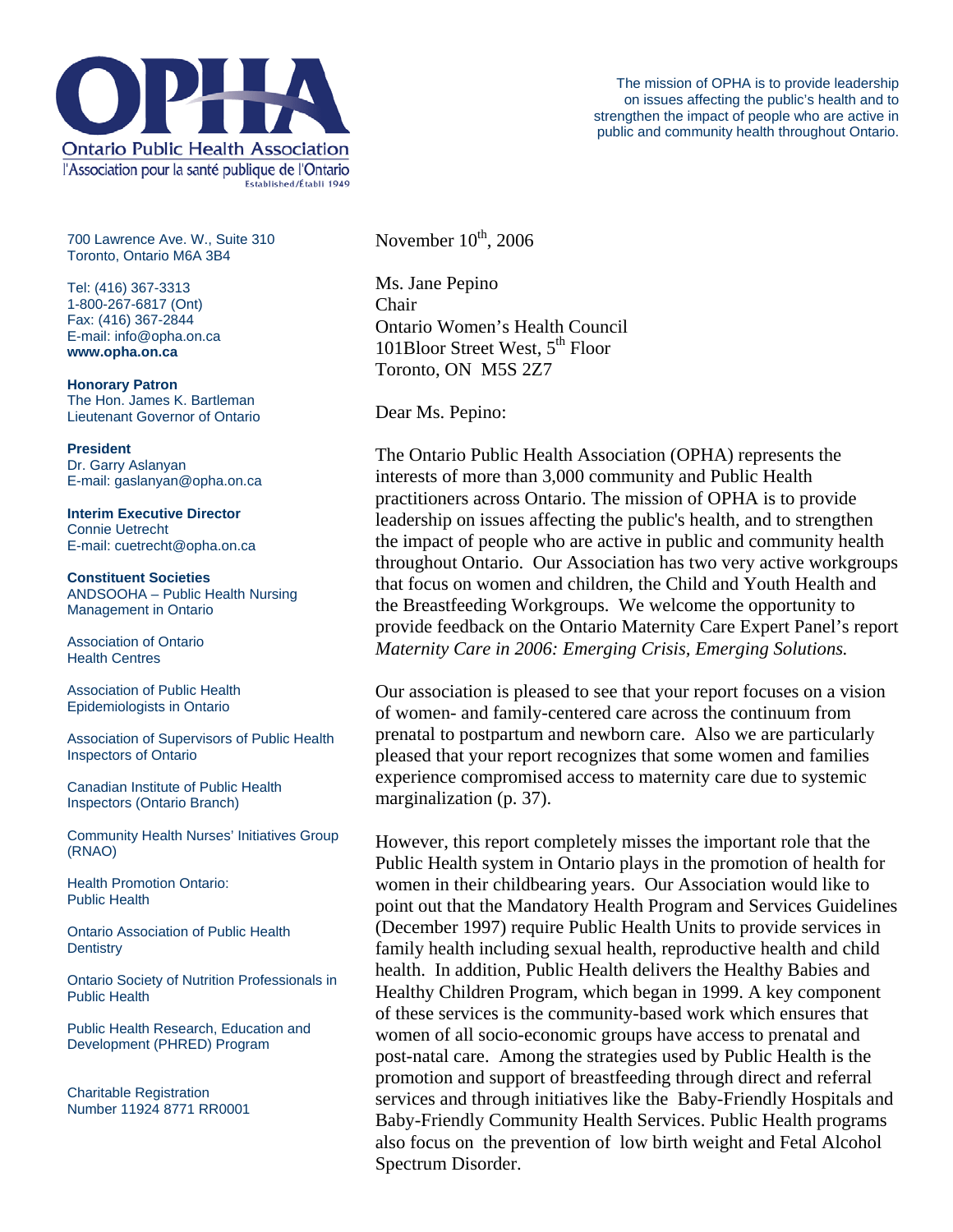# OPHA

Ontario Public Health Association

l'Association pour la santé publique de l'Ontario

Established/Établi 1949

The mission of OPHA is to provide leadership on issues affecting the public's health and to strengthen the impact of people who are active in public and community health throughout Ontario.

700 Lawrence Ave. W., Suite 310
Toronto, Ontario M6A 3B4

Tel: (416) 367-3313
1-800-267-6817 (Ont)
Fax: (416) 367-2844
E-mail: info@opha.on.ca
**www.opha.on.ca**

**Honorary Patron**
The Hon. James K. Bartleman
Lieutenant Governor of Ontario

**President**
Dr. Garry Aslanyan
E-mail: gaslanyan@opha.on.ca

**Interim Executive Director**
Connie Uetrecht
E-mail: cuetrecht@opha.on.ca

**Constituent Societies**
ANDSOOHA – Public Health Nursing Management in Ontario

Association of Ontario Health Centres

Association of Public Health Epidemiologists in Ontario

Association of Supervisors of Public Health Inspectors of Ontario

Canadian Institute of Public Health Inspectors (Ontario Branch)

Community Health Nurses' Initiatives Group (RNAO)

Health Promotion Ontario: Public Health

Ontario Association of Public Health Dentistry

Ontario Society of Nutrition Professionals in Public Health

Public Health Research, Education and Development (PHRED) Program

Charitable Registration Number 11924 8771 RR0001

November 10th, 2006

Ms. Jane Pepino
Chair
Ontario Women's Health Council
101Bloor Street West, 5th Floor
Toronto, ON M5S 2Z7

Dear Ms. Pepino:

The Ontario Public Health Association (OPHA) represents the interests of more than 3,000 community and Public Health practitioners across Ontario. The mission of OPHA is to provide leadership on issues affecting the public's health, and to strengthen the impact of people who are active in public and community health throughout Ontario. Our Association has two very active workgroups that focus on women and children, the Child and Youth Health and the Breastfeeding Workgroups. We welcome the opportunity to provide feedback on the Ontario Maternity Care Expert Panel's report *Maternity Care in 2006: Emerging Crisis, Emerging Solutions.*

Our association is pleased to see that your report focuses on a vision of women- and family-centered care across the continuum from prenatal to postpartum and newborn care. Also we are particularly pleased that your report recognizes that some women and families experience compromised access to maternity care due to systemic marginalization (p. 37).

However, this report completely misses the important role that the Public Health system in Ontario plays in the promotion of health for women in their childbearing years. Our Association would like to point out that the Mandatory Health Program and Services Guidelines (December 1997) require Public Health Units to provide services in family health including sexual health, reproductive health and child health. In addition, Public Health delivers the Healthy Babies and Healthy Children Program, which began in 1999. A key component of these services is the community-based work which ensures that women of all socio-economic groups have access to prenatal and post-natal care. Among the strategies used by Public Health is the promotion and support of breastfeeding through direct and referral services and through initiatives like the Baby-Friendly Hospitals and Baby-Friendly Community Health Services. Public Health programs also focus on the prevention of low birth weight and Fetal Alcohol Spectrum Disorder.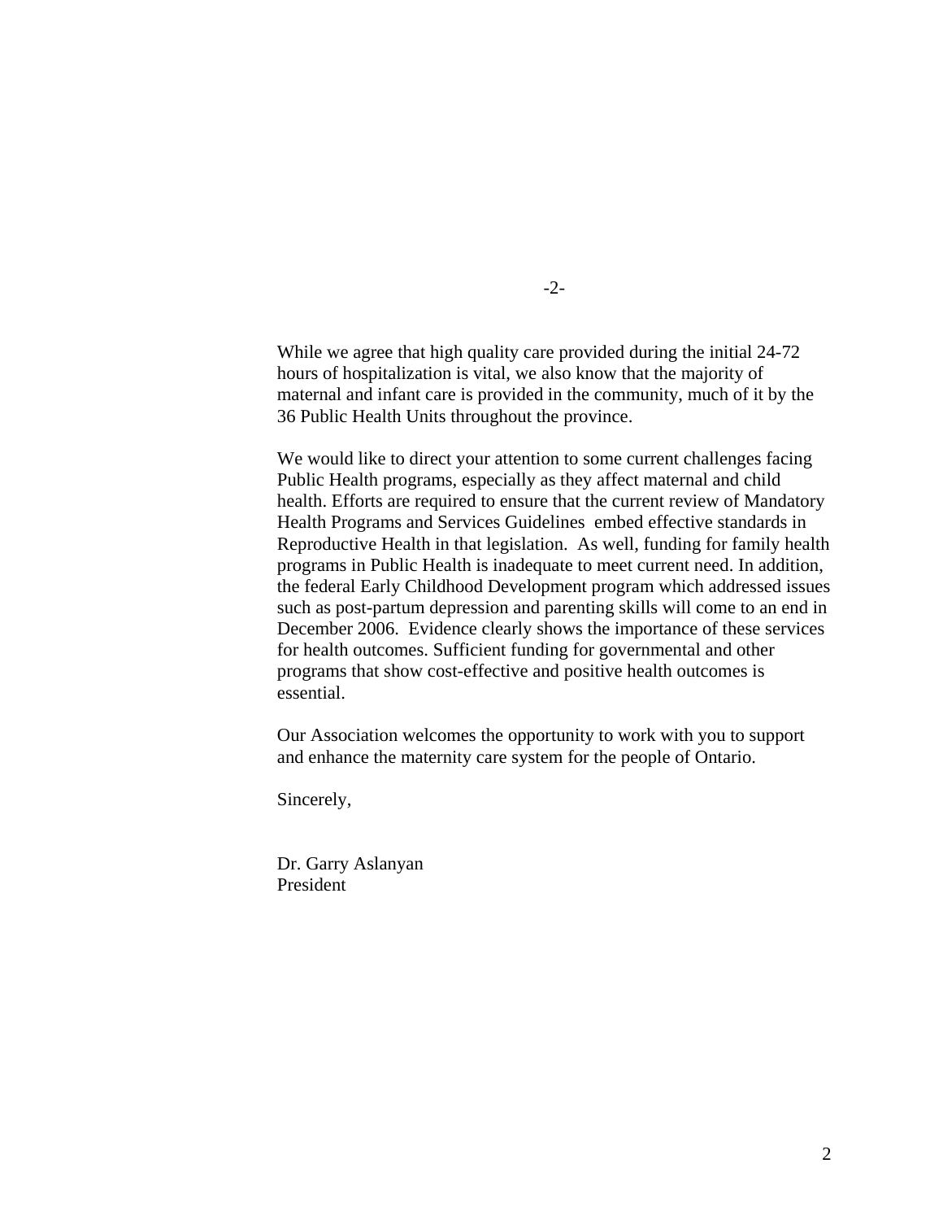While we agree that high quality care provided during the initial 24-72 hours of hospitalization is vital, we also know that the majority of maternal and infant care is provided in the community, much of it by the 36 Public Health Units throughout the province.

We would like to direct your attention to some current challenges facing Public Health programs, especially as they affect maternal and child health. Efforts are required to ensure that the current review of Mandatory Health Programs and Services Guidelines embed effective standards in Reproductive Health in that legislation. As well, funding for family health programs in Public Health is inadequate to meet current need. In addition, the federal Early Childhood Development program which addressed issues such as post-partum depression and parenting skills will come to an end in December 2006. Evidence clearly shows the importance of these services for health outcomes. Sufficient funding for governmental and other programs that show cost-effective and positive health outcomes is essential.

Our Association welcomes the opportunity to work with you to support and enhance the maternity care system for the people of Ontario.

Sincerely,

Dr. Garry Aslanyan
President